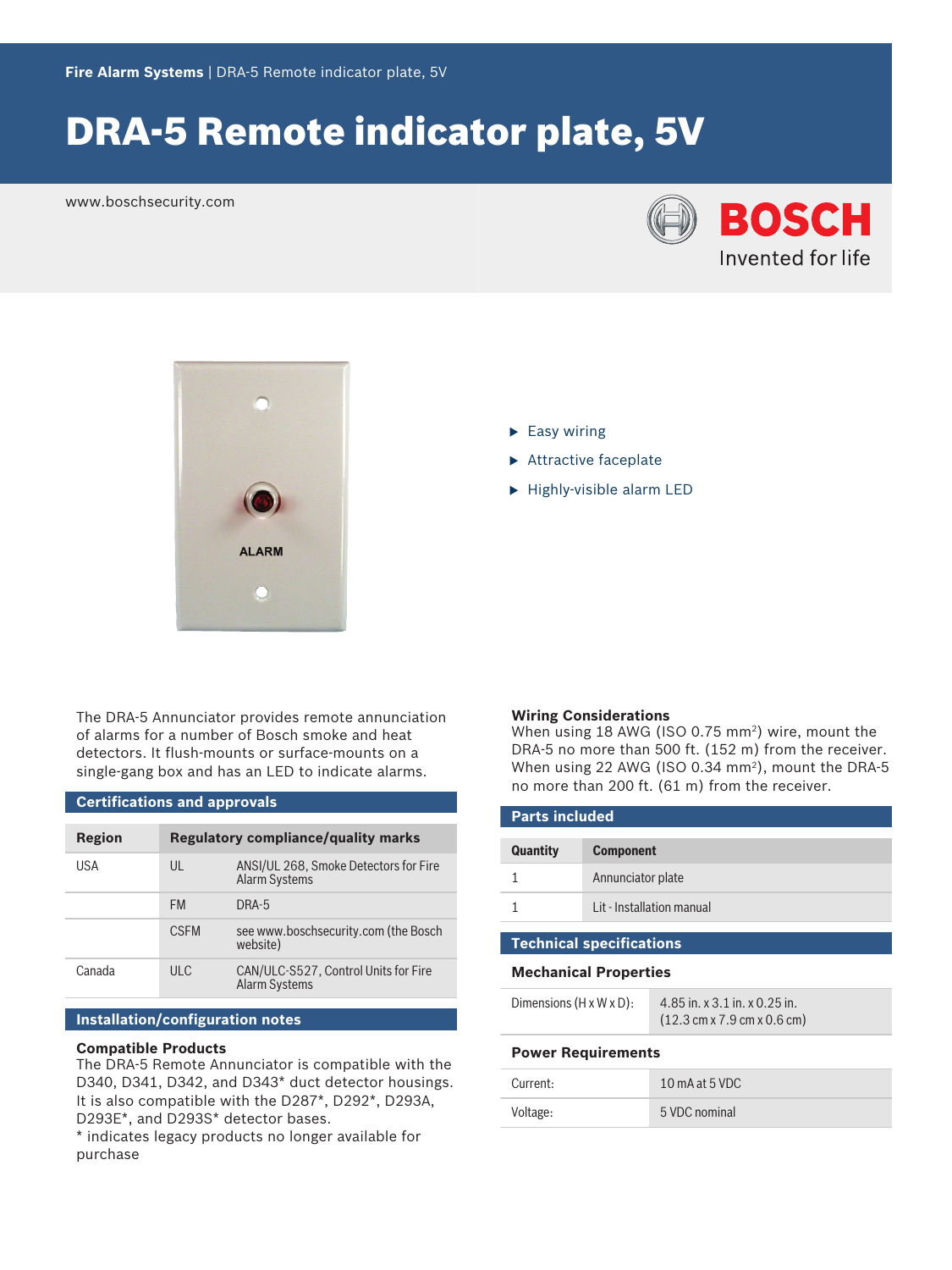Fire Alarm Systems | DRA-5 Remote indicator plate, 5V

# DRA-5 Remote indicator plate, 5V

www.boschsecurity.com

- Easy wiring
- Attractive faceplate
- Highly-visible alarm LED

The DRA-5 Annunciator provides remote annunciation of alarms for a number of Bosch smoke and heat detectors. It flush-mounts or surface-mounts on a single-gang box and has an LED to indicate alarms.

## Certifications and approvals

| Region | Regulatory compliance/quality marks | |
|---|---|---|
| USA | UL | ANSI/UL 268, Smoke Detectors for Fire Alarm Systems |
| | FM | DRA-5 |
| | CSFM | see www.boschsecurity.com (the Bosch website) |
| Canada | ULC | CAN/ULC-S527, Control Units for Fire Alarm Systems |

## Installation/configuration notes

### Compatible Products

The DRA-5 Remote Annunciator is compatible with the D340, D341, D342, and D343* duct detector housings. It is also compatible with the D287*, D292*, D293A, D293E*, and D293S* detector bases.

* indicates legacy products no longer available for purchase

### Wiring Considerations

When using 18 AWG (ISO 0.75 mm²) wire, mount the DRA-5 no more than 500 ft. (152 m) from the receiver. When using 22 AWG (ISO 0.34 mm²), mount the DRA-5 no more than 200 ft. (61 m) from the receiver.

## Parts included

| Quantity | Component |
|---|---|
| 1 | Annunciator plate |
| 1 | Lit - Installation manual |

## Technical specifications

### Mechanical Properties

| | |
|---|---|
| Dimensions (H x W x D): | 4.85 in. x 3.1 in. x 0.25 in. (12.3 cm x 7.9 cm x 0.6 cm) |

### Power Requirements

| | |
|---|---|
| Current: | 10 mA at 5 VDC |
| Voltage: | 5 VDC nominal |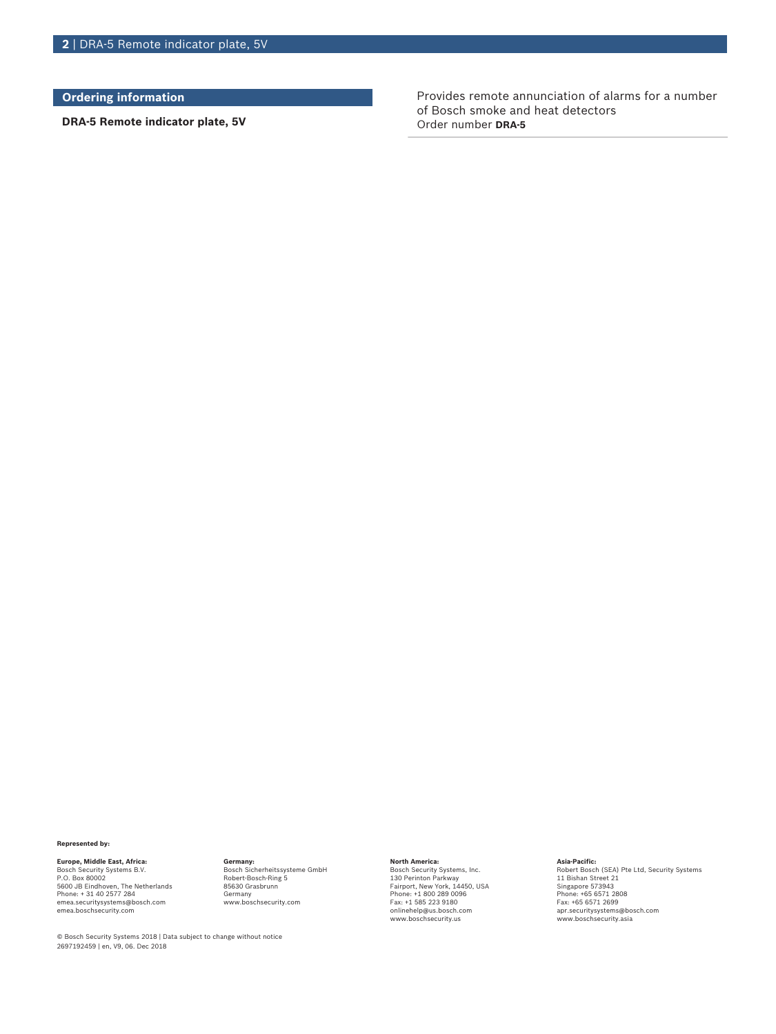## Ordering information

**DRA-5 Remote indicator plate, 5V**

Provides remote annunciation of alarms for a number of Bosch smoke and heat detectors
Order number **DRA-5**

**Represented by:**

**Europe, Middle East, Africa:**
Bosch Security Systems B.V.
P.O. Box 80002
5600 JB Eindhoven, The Netherlands
Phone: + 31 40 2577 284
emea.securitysystems@bosch.com
emea.boschsecurity.com

**Germany:**
Bosch Sicherheitssysteme GmbH
Robert-Bosch-Ring 5
85630 Grasbrunn
Germany
www.boschsecurity.com

**North America:**
Bosch Security Systems, Inc.
130 Perinton Parkway
Fairport, New York, 14450, USA
Phone: +1 800 289 0096
Fax: +1 585 223 9180
onlinehelp@us.bosch.com
www.boschsecurity.us

**Asia-Pacific:**
Robert Bosch (SEA) Pte Ltd, Security Systems
11 Bishan Street 21
Singapore 573943
Phone: +65 6571 2808
Fax: +65 6571 2699
apr.securitysystems@bosch.com
www.boschsecurity.asia

© Bosch Security Systems 2018 | Data subject to change without notice
2697192459 | en, V9, 06. Dec 2018